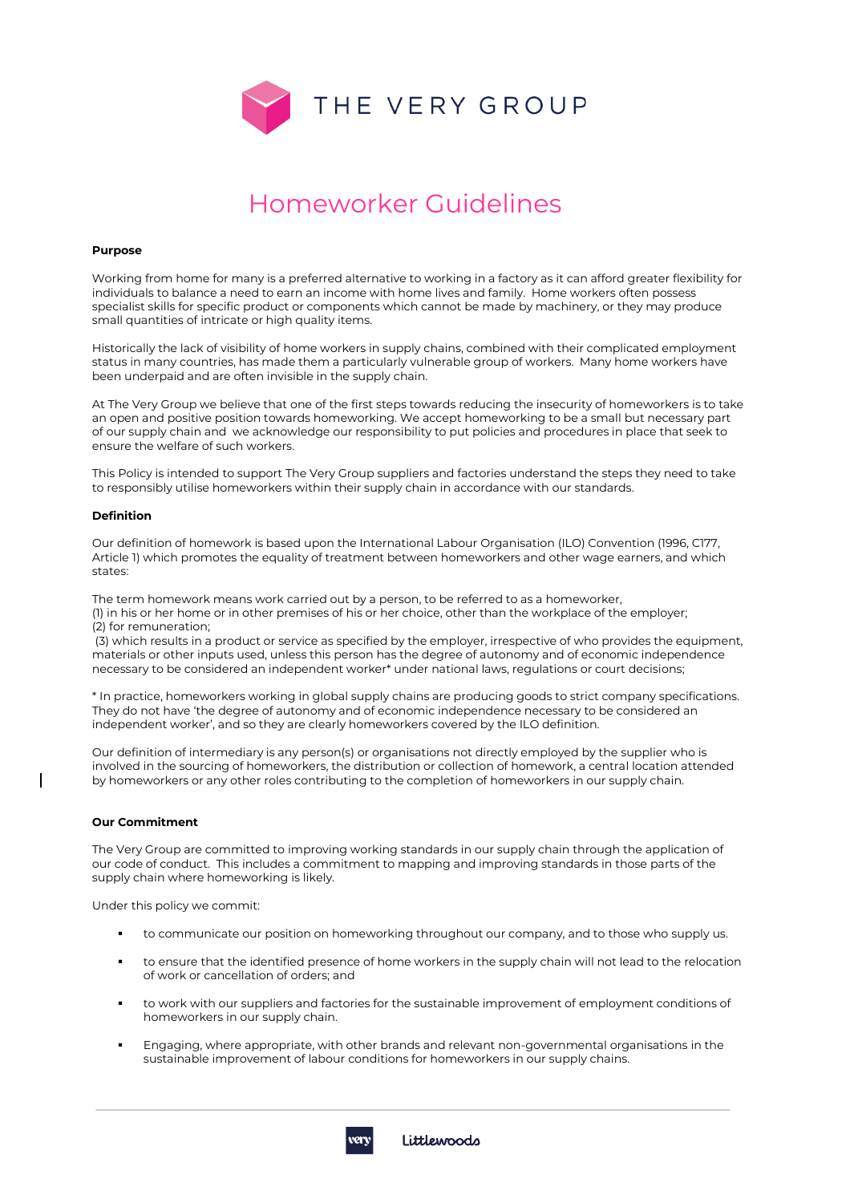# Homeworker Guidelines

**Purpose**

Working from home for many is a preferred alternative to working in a factory as it can afford greater flexibility for individuals to balance a need to earn an income with home lives and family. Home workers often possess specialist skills for specific product or components which cannot be made by machinery, or they may produce small quantities of intricate or high quality items.

Historically the lack of visibility of home workers in supply chains, combined with their complicated employment status in many countries, has made them a particularly vulnerable group of workers. Many home workers have been underpaid and are often invisible in the supply chain.

At The Very Group we believe that one of the first steps towards reducing the insecurity of homeworkers is to take an open and positive position towards homeworking. We accept homeworking to be a small but necessary part of our supply chain and we acknowledge our responsibility to put policies and procedures in place that seek to ensure the welfare of such workers.

This Policy is intended to support The Very Group suppliers and factories understand the steps they need to take to responsibly utilise homeworkers within their supply chain in accordance with our standards.

**Definition**

Our definition of homework is based upon the International Labour Organisation (ILO) Convention (1996, C177, Article 1) which promotes the equality of treatment between homeworkers and other wage earners, and which states:

The term homework means work carried out by a person, to be referred to as a homeworker,
(1) in his or her home or in other premises of his or her choice, other than the workplace of the employer;
(2) for remuneration;
(3) which results in a product or service as specified by the employer, irrespective of who provides the equipment, materials or other inputs used, unless this person has the degree of autonomy and of economic independence necessary to be considered an independent worker* under national laws, regulations or court decisions;

* In practice, homeworkers working in global supply chains are producing goods to strict company specifications. They do not have 'the degree of autonomy and of economic independence necessary to be considered an independent worker', and so they are clearly homeworkers covered by the ILO definition.

Our definition of intermediary is any person(s) or organisations not directly employed by the supplier who is involved in the sourcing of homeworkers, the distribution or collection of homework, a central location attended by homeworkers or any other roles contributing to the completion of homeworkers in our supply chain.

**Our Commitment**

The Very Group are committed to improving working standards in our supply chain through the application of our code of conduct. This includes a commitment to mapping and improving standards in those parts of the supply chain where homeworking is likely.

Under this policy we commit:

- to communicate our position on homeworking throughout our company, and to those who supply us.
- to ensure that the identified presence of home workers in the supply chain will not lead to the relocation of work or cancellation of orders; and
- to work with our suppliers and factories for the sustainable improvement of employment conditions of homeworkers in our supply chain.
- Engaging, where appropriate, with other brands and relevant non-governmental organisations in the sustainable improvement of labour conditions for homeworkers in our supply chains.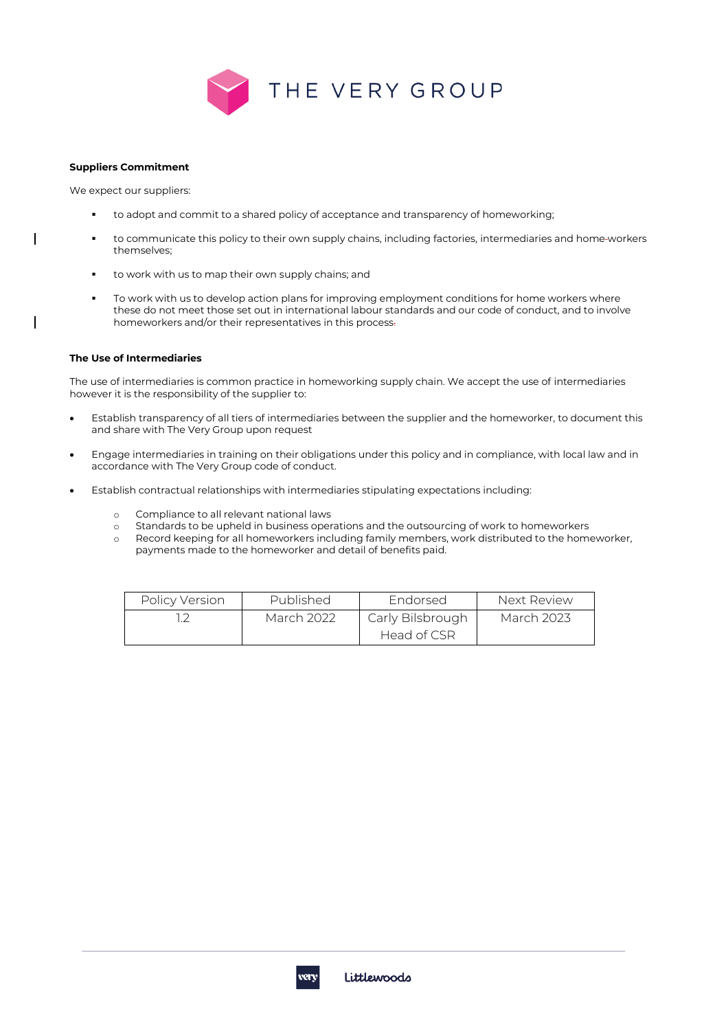**Suppliers Commitment**

We expect our suppliers:

- to adopt and commit to a shared policy of acceptance and transparency of homeworking;
- to communicate this policy to their own supply chains, including factories, intermediaries and home-workers themselves;
- to work with us to map their own supply chains; and
- To work with us to develop action plans for improving employment conditions for home workers where these do not meet those set out in international labour standards and our code of conduct, and to involve homeworkers and/or their representatives in this process.

**The Use of Intermediaries**

The use of intermediaries is common practice in homeworking supply chain. We accept the use of intermediaries however it is the responsibility of the supplier to:

- Establish transparency of all tiers of intermediaries between the supplier and the homeworker, to document this and share with The Very Group upon request
- Engage intermediaries in training on their obligations under this policy and in compliance, with local law and in accordance with The Very Group code of conduct.
- Establish contractual relationships with intermediaries stipulating expectations including:
  - Compliance to all relevant national laws
  - Standards to be upheld in business operations and the outsourcing of work to homeworkers
  - Record keeping for all homeworkers including family members, work distributed to the homeworker, payments made to the homeworker and detail of benefits paid.

| Policy Version | Published | Endorsed | Next Review |
|---|---|---|---|
| 1.2 | March 2022 | Carly Bilsbrough Head of CSR | March 2023 |